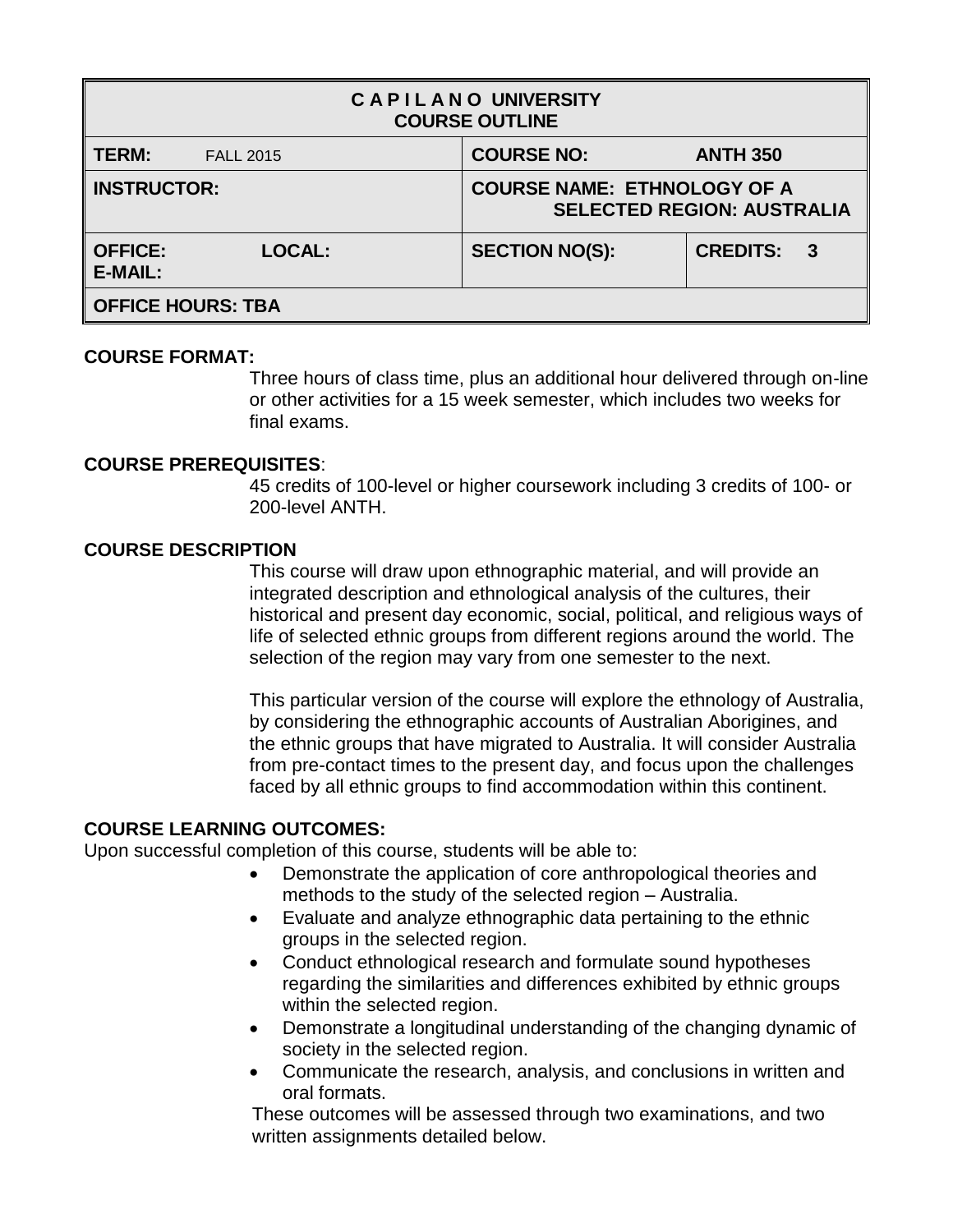| **C A P I L A N O UNIVERSITY COURSE OUTLINE** | | |
|---|---|---|
| **TERM:** FALL 2015 | **COURSE NO:** **ANTH 350** | |
| **INSTRUCTOR:** | **COURSE NAME: ETHNOLOGY OF A SELECTED REGION: AUSTRALIA** | |
| **OFFICE:** **LOCAL:** **E-MAIL:** | **SECTION NO(S):** | **CREDITS: 3** |
| **OFFICE HOURS: TBA** | | |

**COURSE FORMAT:**

Three hours of class time, plus an additional hour delivered through on-line or other activities for a 15 week semester, which includes two weeks for final exams.

**COURSE PREREQUISITES**:

45 credits of 100-level or higher coursework including 3 credits of 100- or 200-level ANTH.

**COURSE DESCRIPTION**

This course will draw upon ethnographic material, and will provide an integrated description and ethnological analysis of the cultures, their historical and present day economic, social, political, and religious ways of life of selected ethnic groups from different regions around the world. The selection of the region may vary from one semester to the next.

This particular version of the course will explore the ethnology of Australia, by considering the ethnographic accounts of Australian Aborigines, and the ethnic groups that have migrated to Australia. It will consider Australia from pre-contact times to the present day, and focus upon the challenges faced by all ethnic groups to find accommodation within this continent.

**COURSE LEARNING OUTCOMES:**

Upon successful completion of this course, students will be able to:

- Demonstrate the application of core anthropological theories and methods to the study of the selected region – Australia.
- Evaluate and analyze ethnographic data pertaining to the ethnic groups in the selected region.
- Conduct ethnological research and formulate sound hypotheses regarding the similarities and differences exhibited by ethnic groups within the selected region.
- Demonstrate a longitudinal understanding of the changing dynamic of society in the selected region.
- Communicate the research, analysis, and conclusions in written and oral formats.

These outcomes will be assessed through two examinations, and two written assignments detailed below.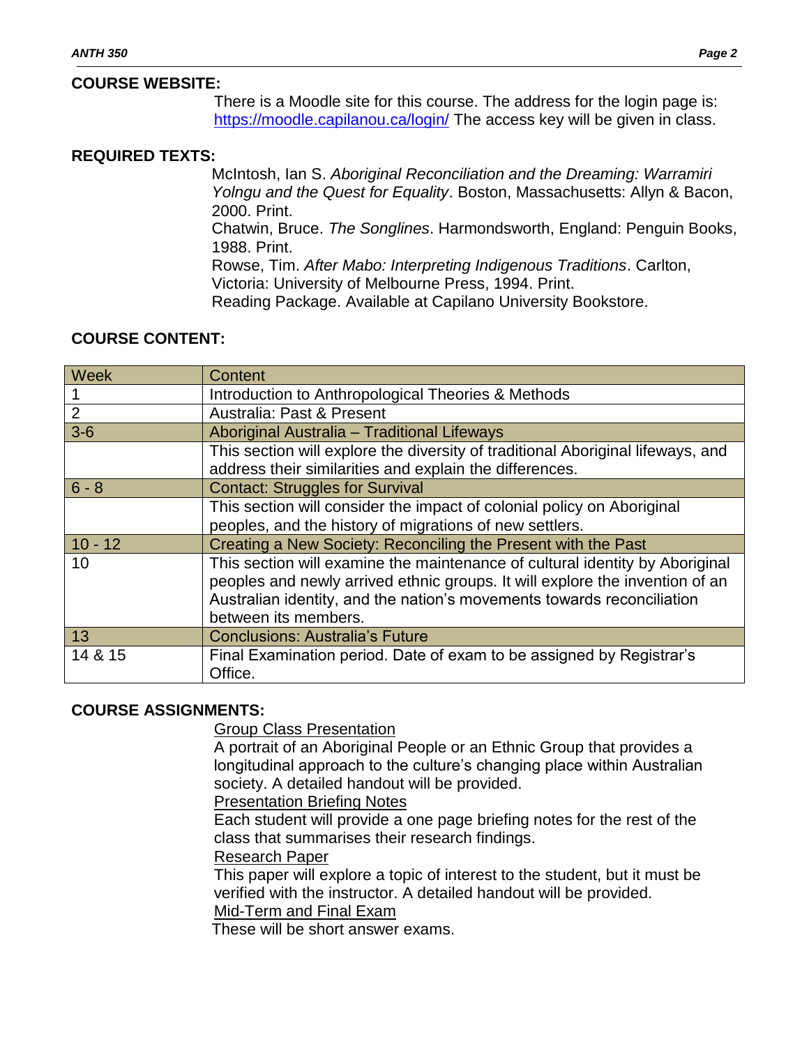**COURSE WEBSITE:**

There is a Moodle site for this course. The address for the login page is: https://moodle.capilanou.ca/login/ The access key will be given in class.

**REQUIRED TEXTS:**

McIntosh, Ian S. *Aboriginal Reconciliation and the Dreaming: Warramiri Yolngu and the Quest for Equality*. Boston, Massachusetts: Allyn & Bacon, 2000. Print.

Chatwin, Bruce. *The Songlines*. Harmondsworth, England: Penguin Books, 1988. Print.

Rowse, Tim. *After Mabo: Interpreting Indigenous Traditions*. Carlton, Victoria: University of Melbourne Press, 1994. Print.

Reading Package. Available at Capilano University Bookstore.

**COURSE CONTENT:**

| Week | Content |
|---|---|
| 1 | Introduction to Anthropological Theories & Methods |
| 2 | Australia: Past & Present |
| 3-6 | Aboriginal Australia – Traditional Lifeways |
| | This section will explore the diversity of traditional Aboriginal lifeways, and address their similarities and explain the differences. |
| 6 - 8 | Contact: Struggles for Survival |
| | This section will consider the impact of colonial policy on Aboriginal peoples, and the history of migrations of new settlers. |
| 10 - 12 | Creating a New Society: Reconciling the Present with the Past |
| 10 | This section will examine the maintenance of cultural identity by Aboriginal peoples and newly arrived ethnic groups. It will explore the invention of an Australian identity, and the nation's movements towards reconciliation between its members. |
| 13 | Conclusions: Australia's Future |
| 14 & 15 | Final Examination period. Date of exam to be assigned by Registrar's Office. |

**COURSE ASSIGNMENTS:**

Group Class Presentation

A portrait of an Aboriginal People or an Ethnic Group that provides a longitudinal approach to the culture's changing place within Australian society. A detailed handout will be provided.

Presentation Briefing Notes

Each student will provide a one page briefing notes for the rest of the class that summarises their research findings.

Research Paper

This paper will explore a topic of interest to the student, but it must be verified with the instructor. A detailed handout will be provided.

Mid-Term and Final Exam

These will be short answer exams.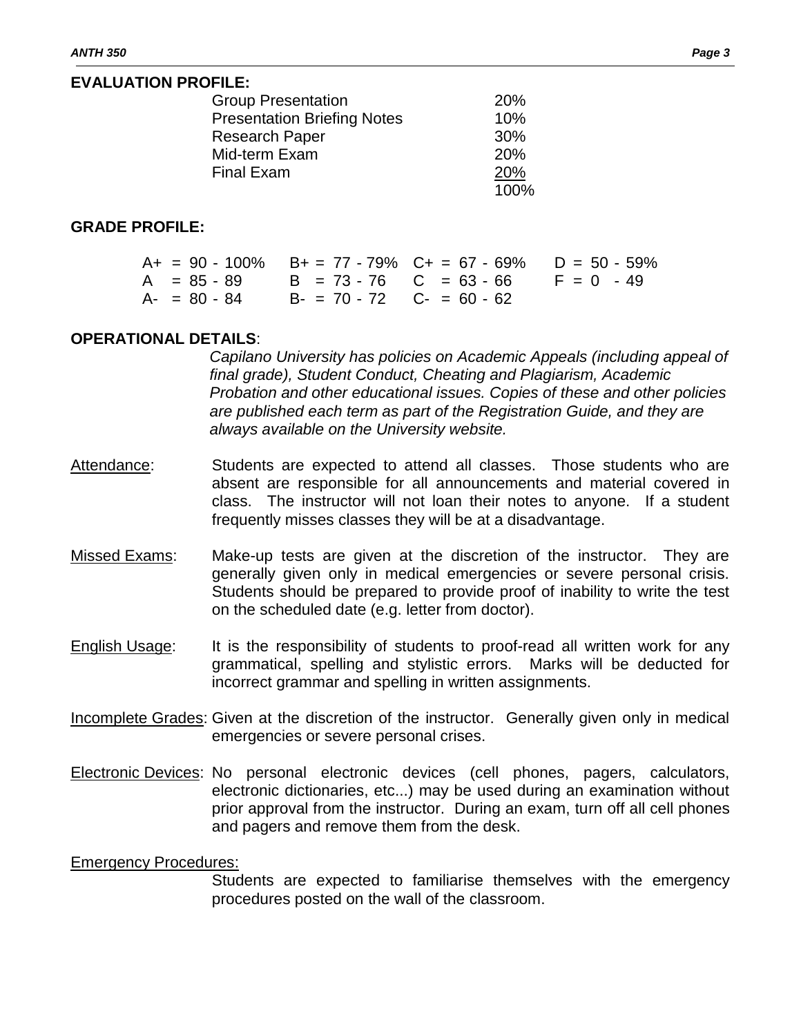## EVALUATION PROFILE:

| | |
|---|---|
| Group Presentation | 20% |
| Presentation Briefing Notes | 10% |
| Research Paper | 30% |
| Mid-term Exam | 20% |
| Final Exam | 20% |
| | 100% |

## GRADE PROFILE:

| | | | |
|---|---|---|---|
| A+ = 90 - 100% | B+ = 77 - 79% | C+ = 67 - 69% | D = 50 - 59% |
| A = 85 - 89 | B = 73 - 76 | C = 63 - 66 | F = 0 - 49 |
| A- = 80 - 84 | B- = 70 - 72 | C- = 60 - 62 | |

## OPERATIONAL DETAILS:

*Capilano University has policies on Academic Appeals (including appeal of final grade), Student Conduct, Cheating and Plagiarism, Academic Probation and other educational issues. Copies of these and other policies are published each term as part of the Registration Guide, and they are always available on the University website.*

Attendance: Students are expected to attend all classes. Those students who are absent are responsible for all announcements and material covered in class. The instructor will not loan their notes to anyone. If a student frequently misses classes they will be at a disadvantage.

Missed Exams: Make-up tests are given at the discretion of the instructor. They are generally given only in medical emergencies or severe personal crisis. Students should be prepared to provide proof of inability to write the test on the scheduled date (e.g. letter from doctor).

English Usage: It is the responsibility of students to proof-read all written work for any grammatical, spelling and stylistic errors. Marks will be deducted for incorrect grammar and spelling in written assignments.

Incomplete Grades: Given at the discretion of the instructor. Generally given only in medical emergencies or severe personal crises.

Electronic Devices: No personal electronic devices (cell phones, pagers, calculators, electronic dictionaries, etc...) may be used during an examination without prior approval from the instructor. During an exam, turn off all cell phones and pagers and remove them from the desk.

Emergency Procedures:

Students are expected to familiarise themselves with the emergency procedures posted on the wall of the classroom.